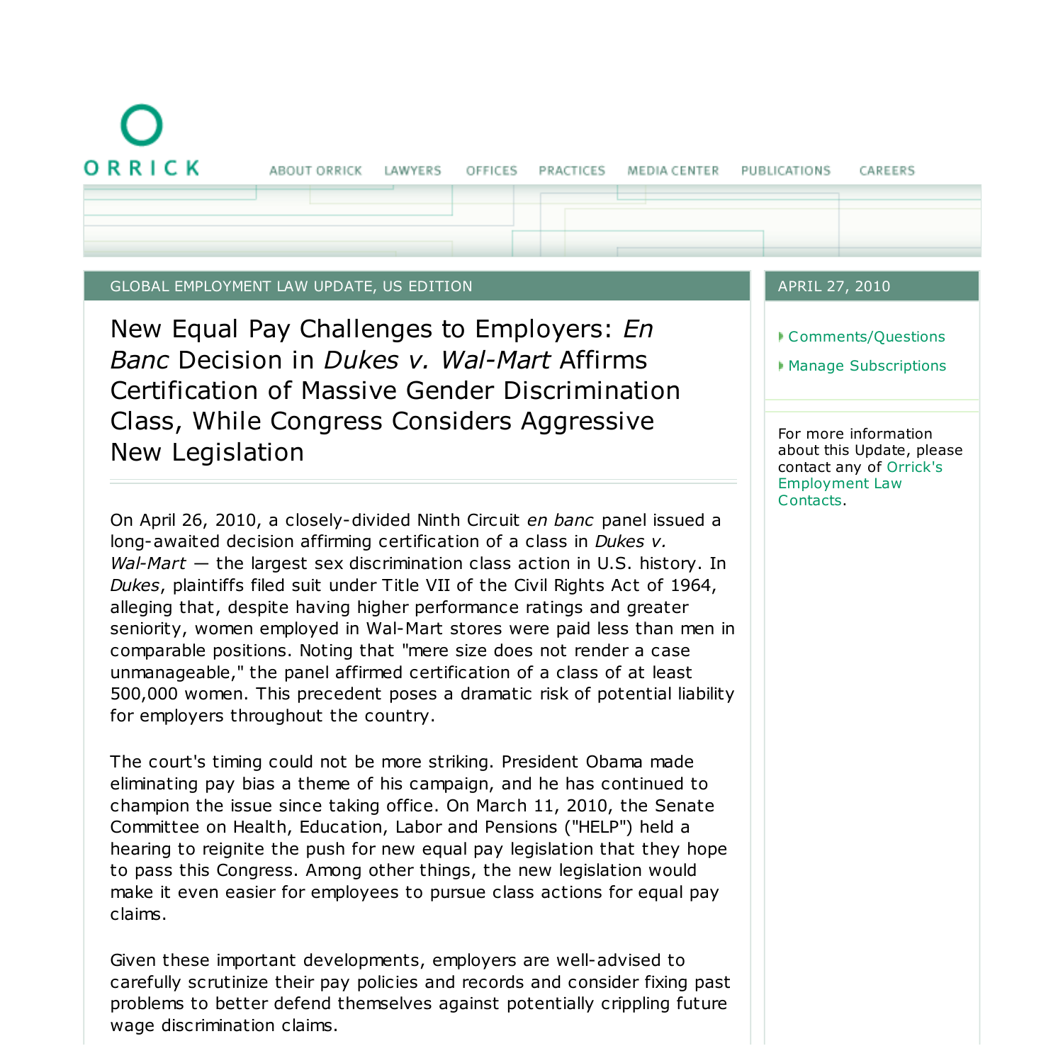ORRICK

ABOUT ORRICK LAWYERS OFFICES PRACTICES MEDIA CENTER PUBLICATIONS CAREERS

GLOBAL EMPLOYMENT LAW UPDATE, US EDITION

APRIL 27, 2010

- Comments/Questions
- Manage Subscriptions

For more information about this Update, please contact any of Orrick's Employment Law Contacts.

# New Equal Pay Challenges to Employers: *En Banc* Decision in *Dukes v. Wal-Mart* Affirms Certification of Massive Gender Discrimination Class, While Congress Considers Aggressive New Legislation

On April 26, 2010, a closely-divided Ninth Circuit *en banc* panel issued a long-awaited decision affirming certification of a class in *Dukes v. Wal-Mart* — the largest sex discrimination class action in U.S. history. In *Dukes*, plaintiffs filed suit under Title VII of the Civil Rights Act of 1964, alleging that, despite having higher performance ratings and greater seniority, women employed in Wal-Mart stores were paid less than men in comparable positions. Noting that "mere size does not render a case unmanageable," the panel affirmed certification of a class of at least 500,000 women. This precedent poses a dramatic risk of potential liability for employers throughout the country.

The court's timing could not be more striking. President Obama made eliminating pay bias a theme of his campaign, and he has continued to champion the issue since taking office. On March 11, 2010, the Senate Committee on Health, Education, Labor and Pensions ("HELP") held a hearing to reignite the push for new equal pay legislation that they hope to pass this Congress. Among other things, the new legislation would make it even easier for employees to pursue class actions for equal pay claims.

Given these important developments, employers are well-advised to carefully scrutinize their pay policies and records and consider fixing past problems to better defend themselves against potentially crippling future wage discrimination claims.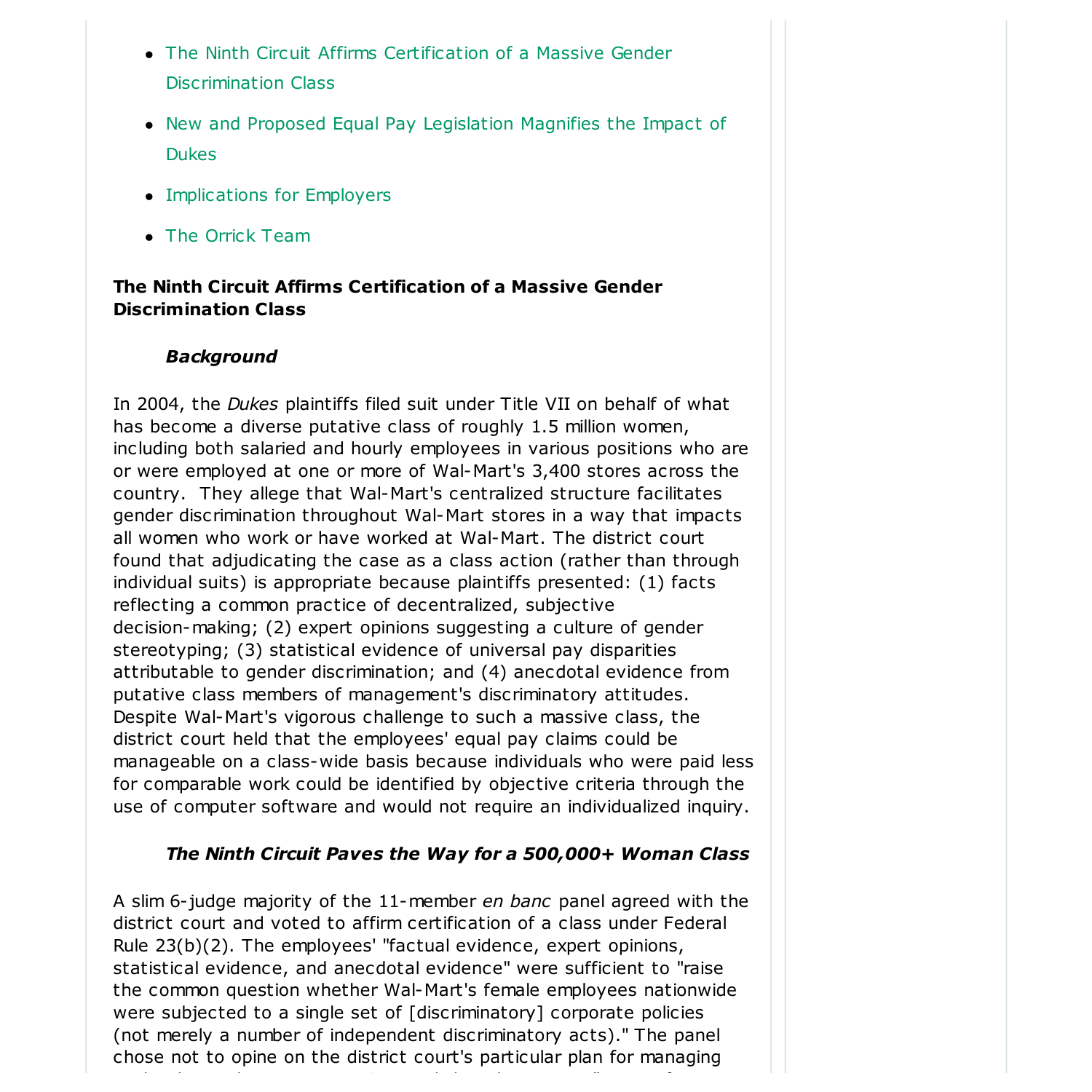- The Ninth Circuit Affirms Certification of a Massive Gender Discrimination Class
- New and Proposed Equal Pay Legislation Magnifies the Impact of Dukes
- Implications for Employers
- The Orrick Team

**The Ninth Circuit Affirms Certification of a Massive Gender Discrimination Class**

***Background***

In 2004, the *Dukes* plaintiffs filed suit under Title VII on behalf of what has become a diverse putative class of roughly 1.5 million women, including both salaried and hourly employees in various positions who are or were employed at one or more of Wal-Mart's 3,400 stores across the country. They allege that Wal-Mart's centralized structure facilitates gender discrimination throughout Wal-Mart stores in a way that impacts all women who work or have worked at Wal-Mart. The district court found that adjudicating the case as a class action (rather than through individual suits) is appropriate because plaintiffs presented: (1) facts reflecting a common practice of decentralized, subjective decision-making; (2) expert opinions suggesting a culture of gender stereotyping; (3) statistical evidence of universal pay disparities attributable to gender discrimination; and (4) anecdotal evidence from putative class members of management's discriminatory attitudes. Despite Wal-Mart's vigorous challenge to such a massive class, the district court held that the employees' equal pay claims could be manageable on a class-wide basis because individuals who were paid less for comparable work could be identified by objective criteria through the use of computer software and would not require an individualized inquiry.

***The Ninth Circuit Paves the Way for a 500,000+ Woman Class***

A slim 6-judge majority of the 11-member *en banc* panel agreed with the district court and voted to affirm certification of a class under Federal Rule 23(b)(2). The employees' "factual evidence, expert opinions, statistical evidence, and anecdotal evidence" were sufficient to "raise the common question whether Wal-Mart's female employees nationwide were subjected to a single set of [discriminatory] corporate policies (not merely a number of independent discriminatory acts)." The panel chose not to opine on the district court's particular plan for managing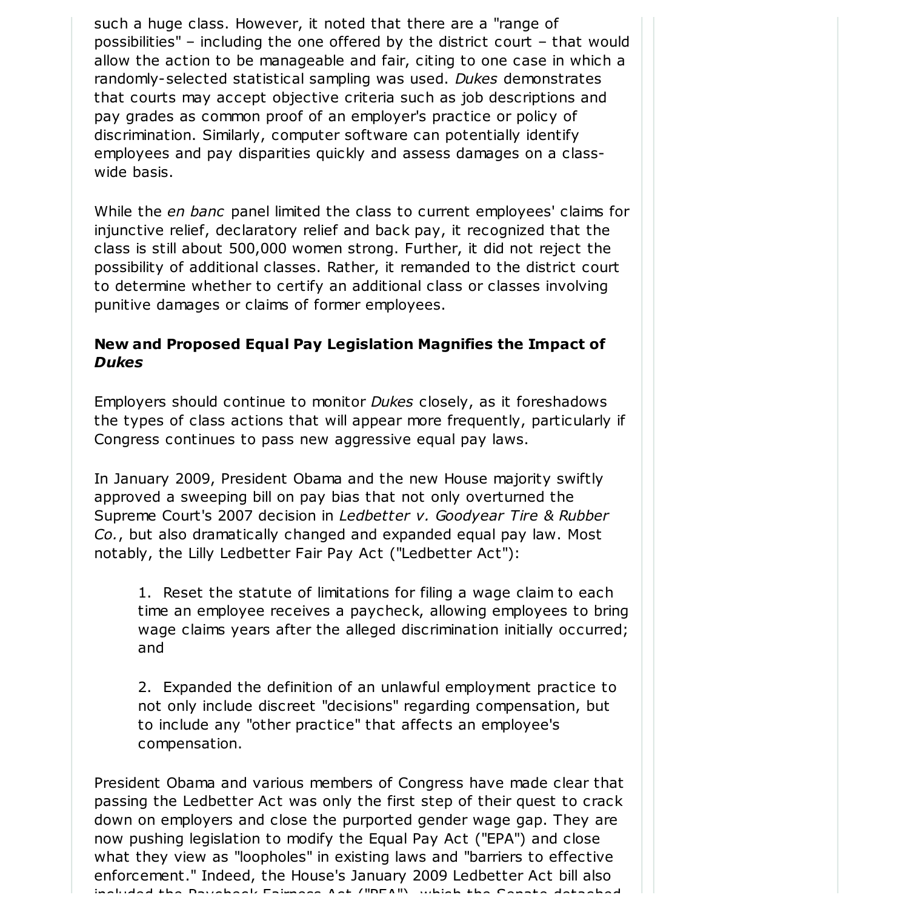such a huge class. However, it noted that there are a "range of possibilities" – including the one offered by the district court – that would allow the action to be manageable and fair, citing to one case in which a randomly-selected statistical sampling was used. *Dukes* demonstrates that courts may accept objective criteria such as job descriptions and pay grades as common proof of an employer's practice or policy of discrimination. Similarly, computer software can potentially identify employees and pay disparities quickly and assess damages on a class-wide basis.

While the *en banc* panel limited the class to current employees' claims for injunctive relief, declaratory relief and back pay, it recognized that the class is still about 500,000 women strong. Further, it did not reject the possibility of additional classes. Rather, it remanded to the district court to determine whether to certify an additional class or classes involving punitive damages or claims of former employees.

**New and Proposed Equal Pay Legislation Magnifies the Impact of *Dukes***

Employers should continue to monitor *Dukes* closely, as it foreshadows the types of class actions that will appear more frequently, particularly if Congress continues to pass new aggressive equal pay laws.

In January 2009, President Obama and the new House majority swiftly approved a sweeping bill on pay bias that not only overturned the Supreme Court's 2007 decision in *Ledbetter v. Goodyear Tire & Rubber Co.*, but also dramatically changed and expanded equal pay law. Most notably, the Lilly Ledbetter Fair Pay Act ("Ledbetter Act"):

> 1. Reset the statute of limitations for filing a wage claim to each time an employee receives a paycheck, allowing employees to bring wage claims years after the alleged discrimination initially occurred; and
>
> 2. Expanded the definition of an unlawful employment practice to not only include discreet "decisions" regarding compensation, but to include any "other practice" that affects an employee's compensation.

President Obama and various members of Congress have made clear that passing the Ledbetter Act was only the first step of their quest to crack down on employers and close the purported gender wage gap. They are now pushing legislation to modify the Equal Pay Act ("EPA") and close what they view as "loopholes" in existing laws and "barriers to effective enforcement." Indeed, the House's January 2009 Ledbetter Act bill also included the Paycheck Fairness Act ("PFA"), which the Senate detached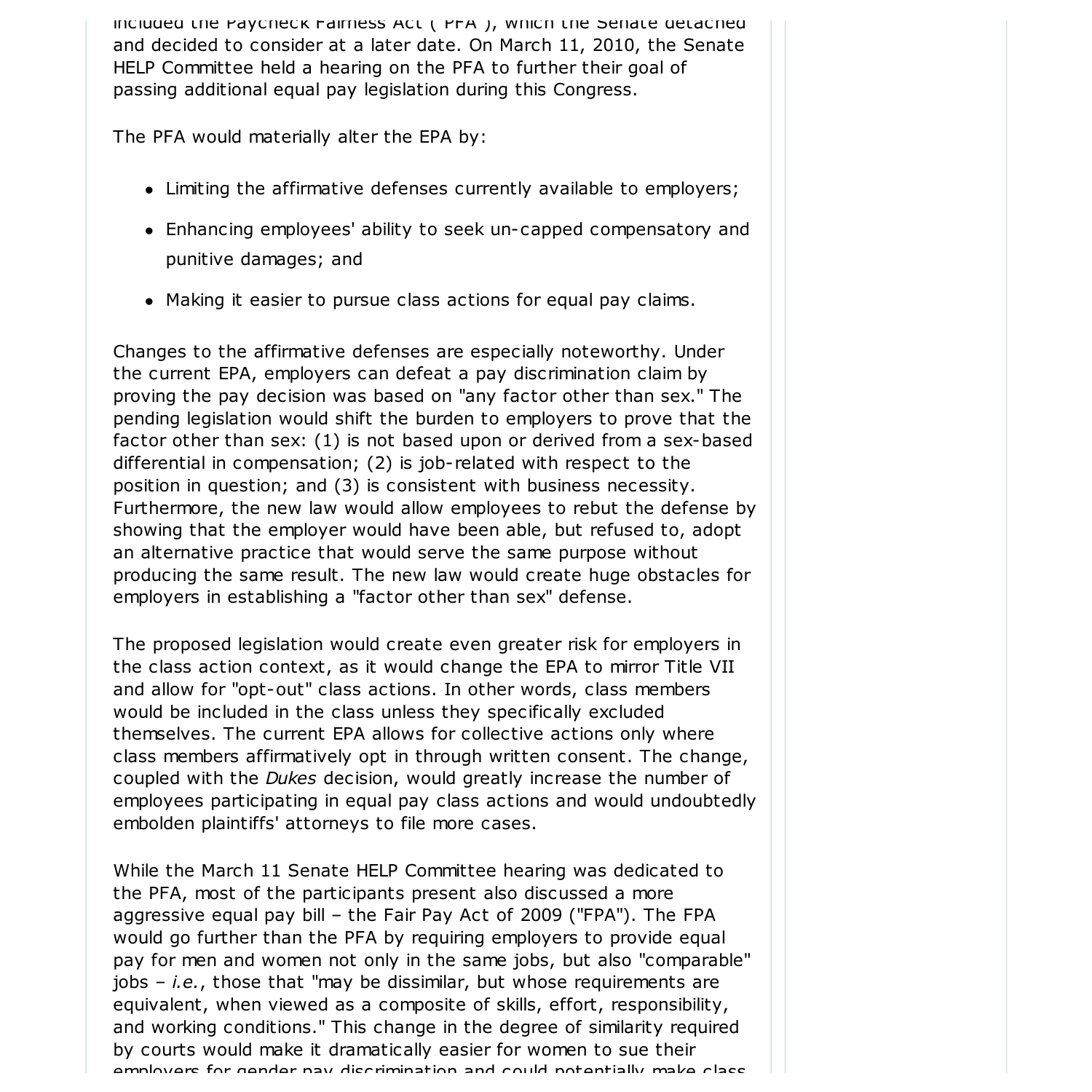included the Paycheck Fairness Act ("PFA"), which the Senate detached and decided to consider at a later date. On March 11, 2010, the Senate HELP Committee held a hearing on the PFA to further their goal of passing additional equal pay legislation during this Congress.

The PFA would materially alter the EPA by:

- Limiting the affirmative defenses currently available to employers;
- Enhancing employees' ability to seek un-capped compensatory and punitive damages; and
- Making it easier to pursue class actions for equal pay claims.

Changes to the affirmative defenses are especially noteworthy. Under the current EPA, employers can defeat a pay discrimination claim by proving the pay decision was based on "any factor other than sex." The pending legislation would shift the burden to employers to prove that the factor other than sex: (1) is not based upon or derived from a sex-based differential in compensation; (2) is job-related with respect to the position in question; and (3) is consistent with business necessity. Furthermore, the new law would allow employees to rebut the defense by showing that the employer would have been able, but refused to, adopt an alternative practice that would serve the same purpose without producing the same result. The new law would create huge obstacles for employers in establishing a "factor other than sex" defense.

The proposed legislation would create even greater risk for employers in the class action context, as it would change the EPA to mirror Title VII and allow for "opt-out" class actions. In other words, class members would be included in the class unless they specifically excluded themselves. The current EPA allows for collective actions only where class members affirmatively opt in through written consent. The change, coupled with the *Dukes* decision, would greatly increase the number of employees participating in equal pay class actions and would undoubtedly embolden plaintiffs' attorneys to file more cases.

While the March 11 Senate HELP Committee hearing was dedicated to the PFA, most of the participants present also discussed a more aggressive equal pay bill – the Fair Pay Act of 2009 ("FPA"). The FPA would go further than the PFA by requiring employers to provide equal pay for men and women not only in the same jobs, but also "comparable" jobs – *i.e.*, those that "may be dissimilar, but whose requirements are equivalent, when viewed as a composite of skills, effort, responsibility, and working conditions." This change in the degree of similarity required by courts would make it dramatically easier for women to sue their employers for gender pay discrimination and could potentially make class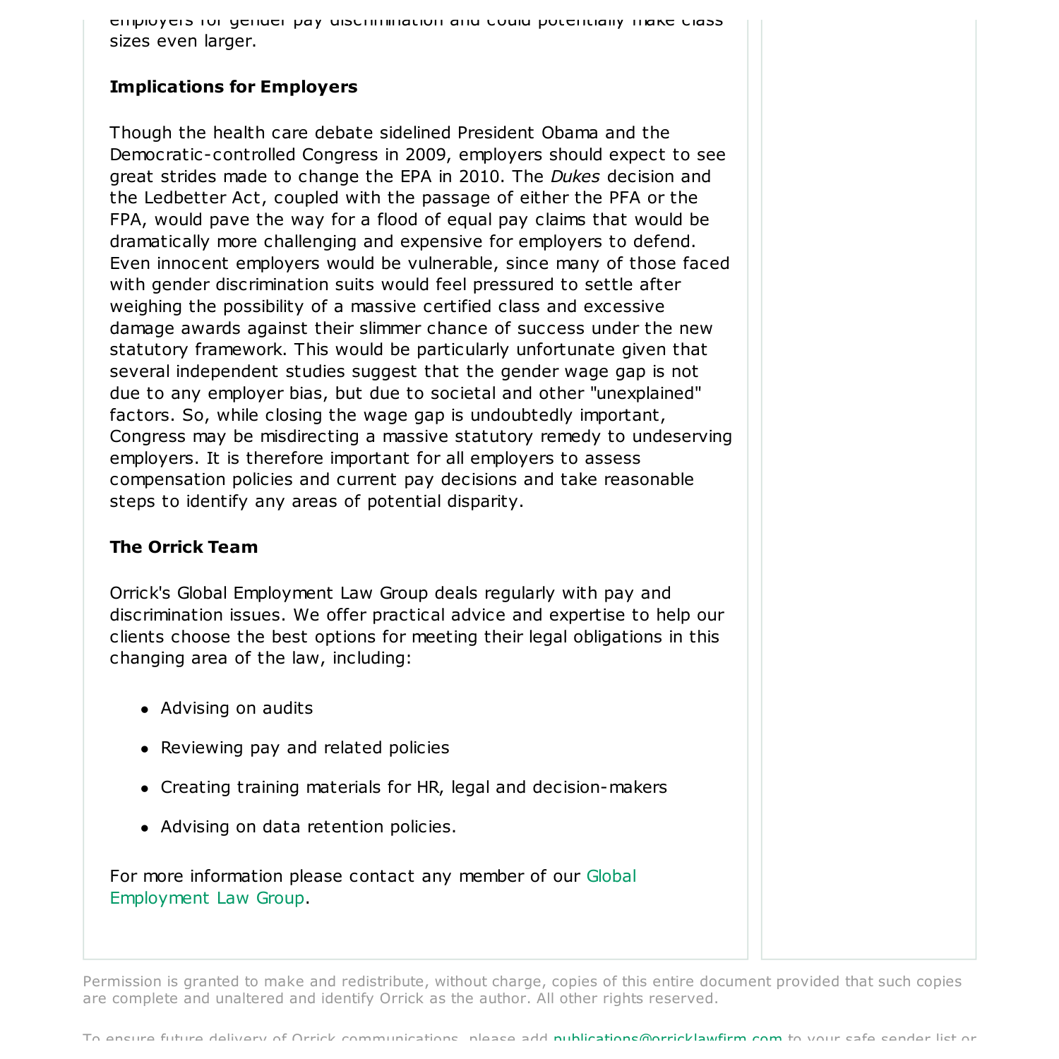employers for gender pay discrimination and could potentially make class sizes even larger.

**Implications for Employers**

Though the health care debate sidelined President Obama and the Democratic-controlled Congress in 2009, employers should expect to see great strides made to change the EPA in 2010. The *Dukes* decision and the Ledbetter Act, coupled with the passage of either the PFA or the FPA, would pave the way for a flood of equal pay claims that would be dramatically more challenging and expensive for employers to defend. Even innocent employers would be vulnerable, since many of those faced with gender discrimination suits would feel pressured to settle after weighing the possibility of a massive certified class and excessive damage awards against their slimmer chance of success under the new statutory framework. This would be particularly unfortunate given that several independent studies suggest that the gender wage gap is not due to any employer bias, but due to societal and other "unexplained" factors. So, while closing the wage gap is undoubtedly important, Congress may be misdirecting a massive statutory remedy to undeserving employers. It is therefore important for all employers to assess compensation policies and current pay decisions and take reasonable steps to identify any areas of potential disparity.

**The Orrick Team**

Orrick's Global Employment Law Group deals regularly with pay and discrimination issues. We offer practical advice and expertise to help our clients choose the best options for meeting their legal obligations in this changing area of the law, including:

- Advising on audits
- Reviewing pay and related policies
- Creating training materials for HR, legal and decision-makers
- Advising on data retention policies.

For more information please contact any member of our Global Employment Law Group.

Permission is granted to make and redistribute, without charge, copies of this entire document provided that such copies are complete and unaltered and identify Orrick as the author. All other rights reserved.

To ensure future delivery of Orrick communications, please add publications@orricklawfirm.com to your safe sender list or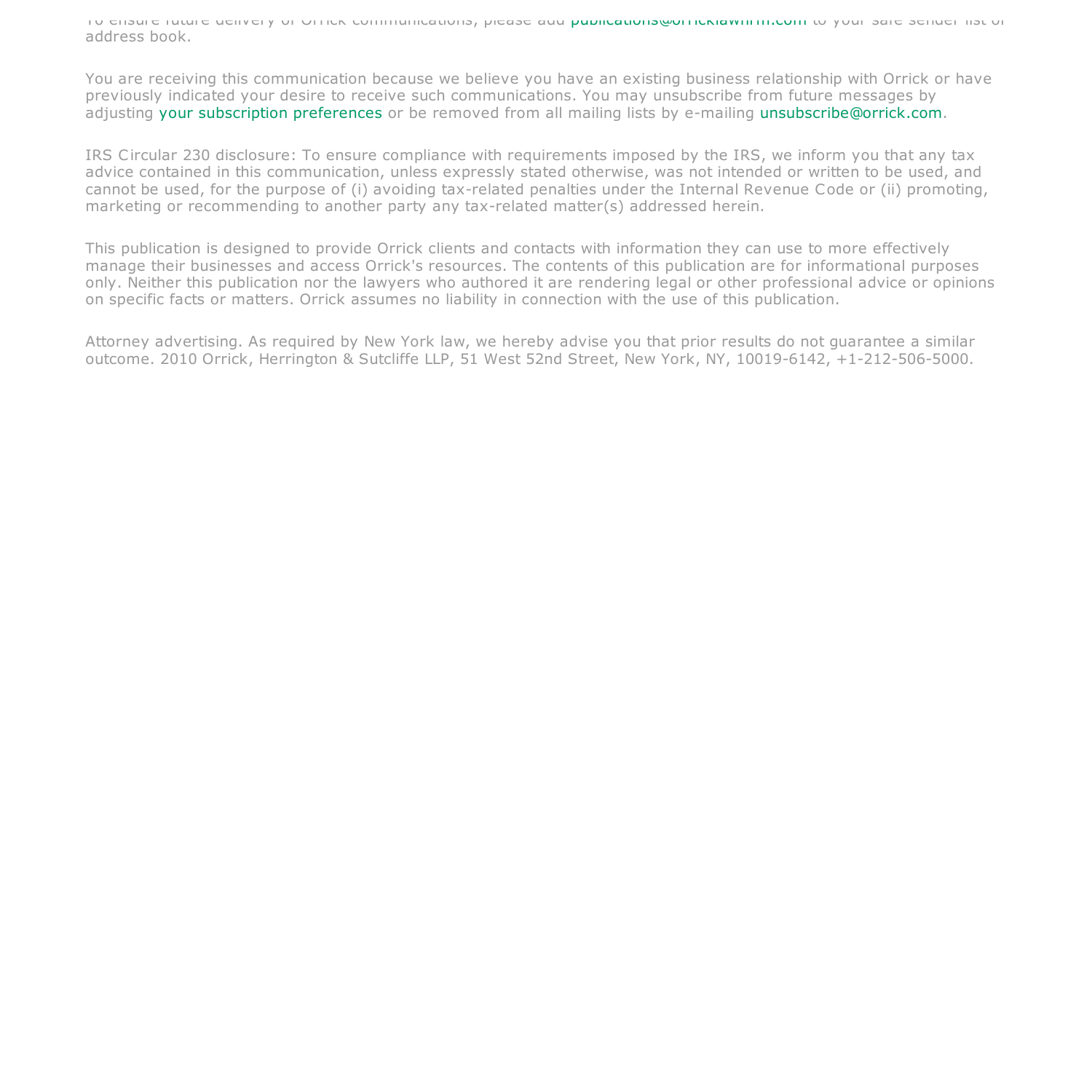To ensure future delivery of Orrick communications, please add publications@orricklawfirm.com to your safe sender list or address book.

You are receiving this communication because we believe you have an existing business relationship with Orrick or have previously indicated your desire to receive such communications. You may unsubscribe from future messages by adjusting your subscription preferences or be removed from all mailing lists by e-mailing unsubscribe@orrick.com.

IRS Circular 230 disclosure: To ensure compliance with requirements imposed by the IRS, we inform you that any tax advice contained in this communication, unless expressly stated otherwise, was not intended or written to be used, and cannot be used, for the purpose of (i) avoiding tax-related penalties under the Internal Revenue Code or (ii) promoting, marketing or recommending to another party any tax-related matter(s) addressed herein.

This publication is designed to provide Orrick clients and contacts with information they can use to more effectively manage their businesses and access Orrick's resources. The contents of this publication are for informational purposes only. Neither this publication nor the lawyers who authored it are rendering legal or other professional advice or opinions on specific facts or matters. Orrick assumes no liability in connection with the use of this publication.

Attorney advertising. As required by New York law, we hereby advise you that prior results do not guarantee a similar outcome. 2010 Orrick, Herrington & Sutcliffe LLP, 51 West 52nd Street, New York, NY, 10019-6142, +1-212-506-5000.